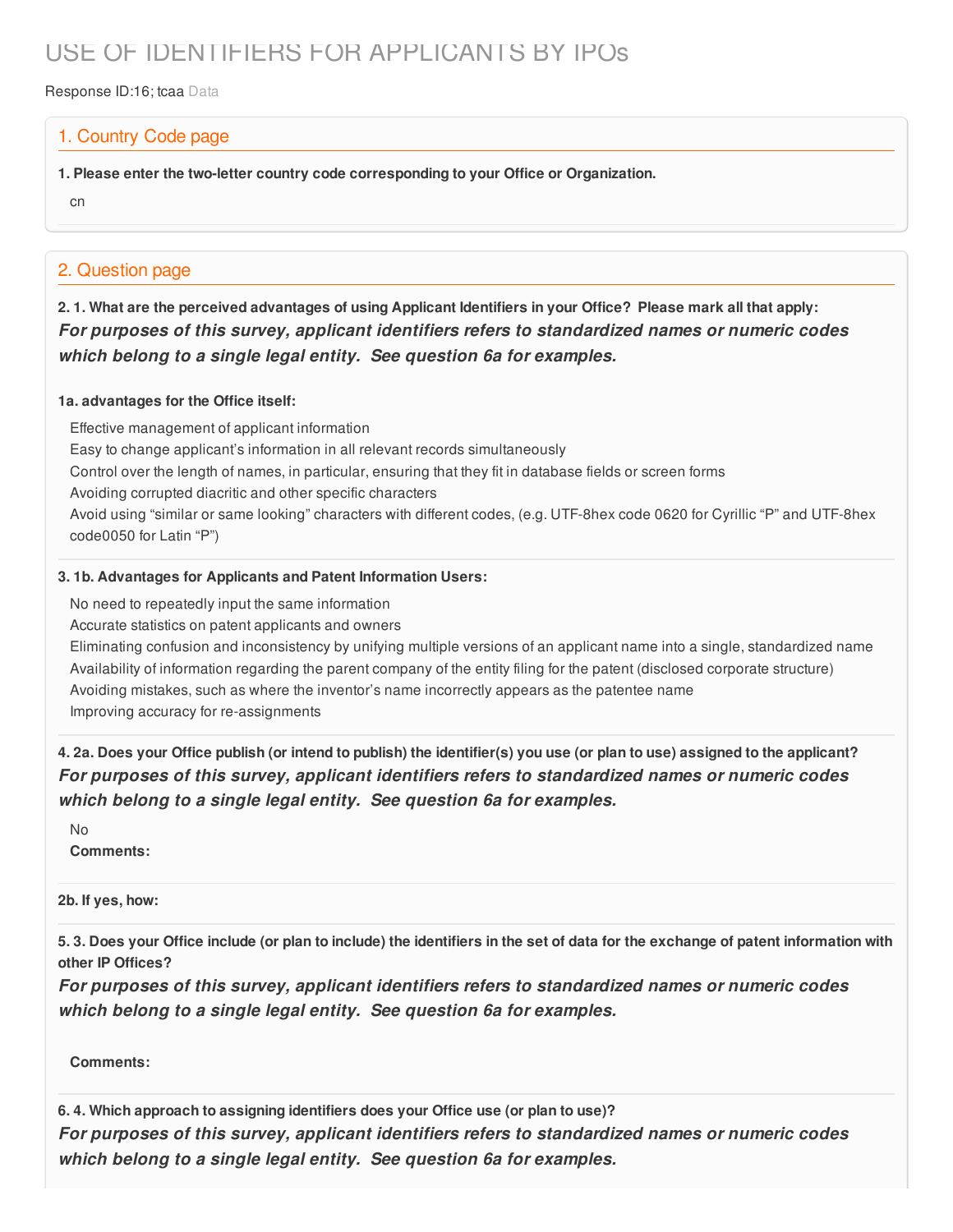# USE OF IDENTIFIERS FOR APPLICANTS BY IPOs

Response ID:16; tcaa Data

## 1. Country Code page

**1. Please enter the two-letter country code corresponding to your Office or Organization.**

cn

## 2. Question page

**2. 1. What are the perceived advantages of using Applicant Identifiers in your Office? Please mark all that apply:**

***For purposes of this survey, applicant identifiers refers to standardized names or numeric codes which belong to a single legal entity. See question 6a for examples.***

**1a. advantages for the Office itself:**

Effective management of applicant information

Easy to change applicant's information in all relevant records simultaneously

Control over the length of names, in particular, ensuring that they fit in database fields or screen forms

Avoiding corrupted diacritic and other specific characters

Avoid using "similar or same looking" characters with different codes, (e.g. UTF-8hex code 0620 for Cyrillic "P" and UTF-8hex code0050 for Latin "P")

**3. 1b. Advantages for Applicants and Patent Information Users:**

No need to repeatedly input the same information

Accurate statistics on patent applicants and owners

Eliminating confusion and inconsistency by unifying multiple versions of an applicant name into a single, standardized name

Availability of information regarding the parent company of the entity filing for the patent (disclosed corporate structure)

Avoiding mistakes, such as where the inventor's name incorrectly appears as the patentee name

Improving accuracy for re-assignments

**4. 2a. Does your Office publish (or intend to publish) the identifier(s) you use (or plan to use) assigned to the applicant?**

***For purposes of this survey, applicant identifiers refers to standardized names or numeric codes which belong to a single legal entity. See question 6a for examples.***

No

**Comments:**

**2b. If yes, how:**

**5. 3. Does your Office include (or plan to include) the identifiers in the set of data for the exchange of patent information with other IP Offices?**

***For purposes of this survey, applicant identifiers refers to standardized names or numeric codes which belong to a single legal entity. See question 6a for examples.***

**Comments:**

**6. 4. Which approach to assigning identifiers does your Office use (or plan to use)?**

***For purposes of this survey, applicant identifiers refers to standardized names or numeric codes which belong to a single legal entity. See question 6a for examples.***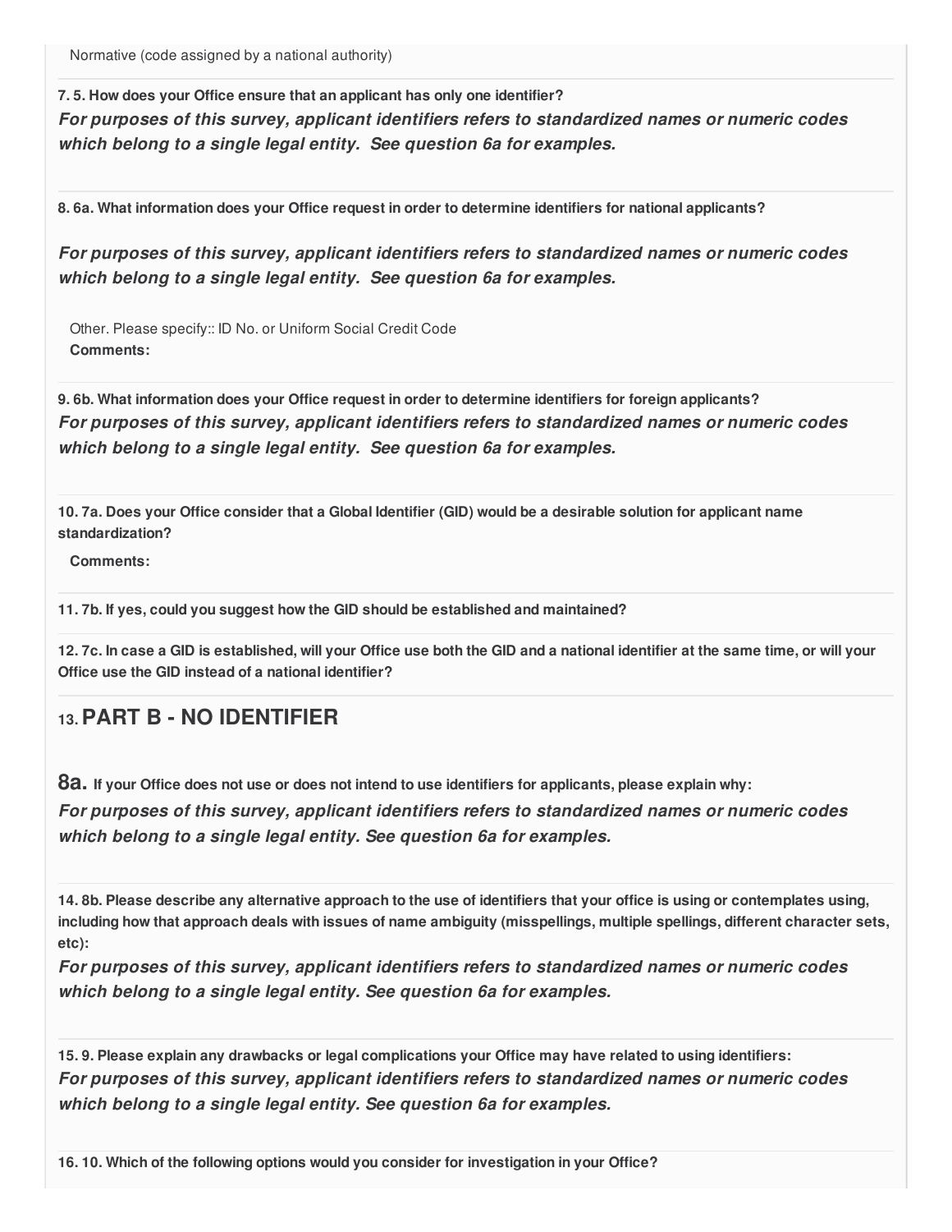Normative (code assigned by a national authority)

**7. 5. How does your Office ensure that an applicant has only one identifier?**
***For purposes of this survey, applicant identifiers refers to standardized names or numeric codes which belong to a single legal entity. See question 6a for examples.***

**8. 6a. What information does your Office request in order to determine identifiers for national applicants?**

***For purposes of this survey, applicant identifiers refers to standardized names or numeric codes which belong to a single legal entity. See question 6a for examples.***

Other. Please specify:: ID No. or Uniform Social Credit Code
**Comments:**

**9. 6b. What information does your Office request in order to determine identifiers for foreign applicants?**
***For purposes of this survey, applicant identifiers refers to standardized names or numeric codes which belong to a single legal entity. See question 6a for examples.***

**10. 7a. Does your Office consider that a Global Identifier (GID) would be a desirable solution for applicant name standardization?**

**Comments:**

**11. 7b. If yes, could you suggest how the GID should be established and maintained?**

**12. 7c. In case a GID is established, will your Office use both the GID and a national identifier at the same time, or will your Office use the GID instead of a national identifier?**

## 13. PART B - NO IDENTIFIER

**8a. If your Office does not use or does not intend to use identifiers for applicants, please explain why:**
***For purposes of this survey, applicant identifiers refers to standardized names or numeric codes which belong to a single legal entity. See question 6a for examples.***

**14. 8b. Please describe any alternative approach to the use of identifiers that your office is using or contemplates using, including how that approach deals with issues of name ambiguity (misspellings, multiple spellings, different character sets, etc):**
***For purposes of this survey, applicant identifiers refers to standardized names or numeric codes which belong to a single legal entity. See question 6a for examples.***

**15. 9. Please explain any drawbacks or legal complications your Office may have related to using identifiers:**
***For purposes of this survey, applicant identifiers refers to standardized names or numeric codes which belong to a single legal entity. See question 6a for examples.***

**16. 10. Which of the following options would you consider for investigation in your Office?**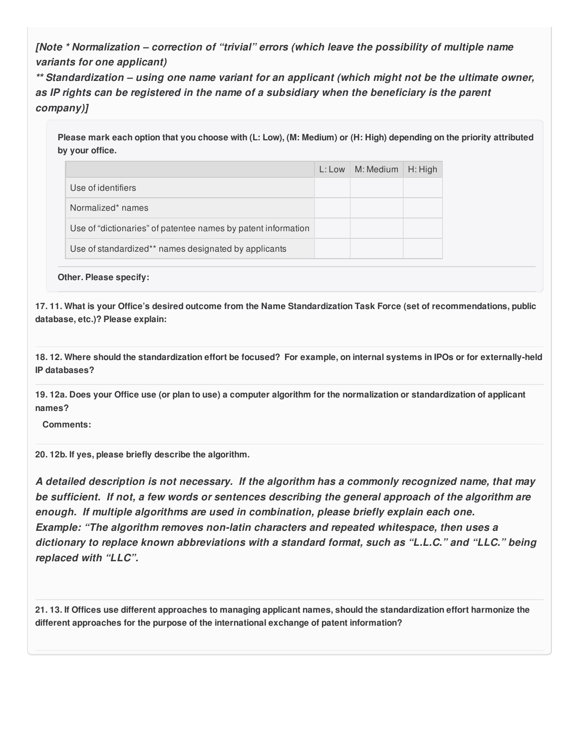***[Note * Normalization – correction of "trivial" errors (which leave the possibility of multiple name variants for one applicant)***

***** Standardization – using one name variant for an applicant (which might not be the ultimate owner, as IP rights can be registered in the name of a subsidiary when the beneficiary is the parent company)]***

**Please mark each option that you choose with (L: Low), (M: Medium) or (H: High) depending on the priority attributed by your office.**

| | L: Low | M: Medium | H: High |
|---|---|---|---|
| Use of identifiers | | | |
| Normalized* names | | | |
| Use of "dictionaries" of patentee names by patent information | | | |
| Use of standardized** names designated by applicants | | | |

**Other. Please specify:**

**17. 11. What is your Office's desired outcome from the Name Standardization Task Force (set of recommendations, public database, etc.)? Please explain:**

**18. 12. Where should the standardization effort be focused? For example, on internal systems in IPOs or for externally-held IP databases?**

**19. 12a. Does your Office use (or plan to use) a computer algorithm for the normalization or standardization of applicant names?**

**Comments:**

**20. 12b. If yes, please briefly describe the algorithm.**

***A detailed description is not necessary. If the algorithm has a commonly recognized name, that may be sufficient. If not, a few words or sentences describing the general approach of the algorithm are enough. If multiple algorithms are used in combination, please briefly explain each one.***
***Example: "The algorithm removes non-latin characters and repeated whitespace, then uses a dictionary to replace known abbreviations with a standard format, such as "L.L.C." and "LLC." being replaced with "LLC".***

**21. 13. If Offices use different approaches to managing applicant names, should the standardization effort harmonize the different approaches for the purpose of the international exchange of patent information?**